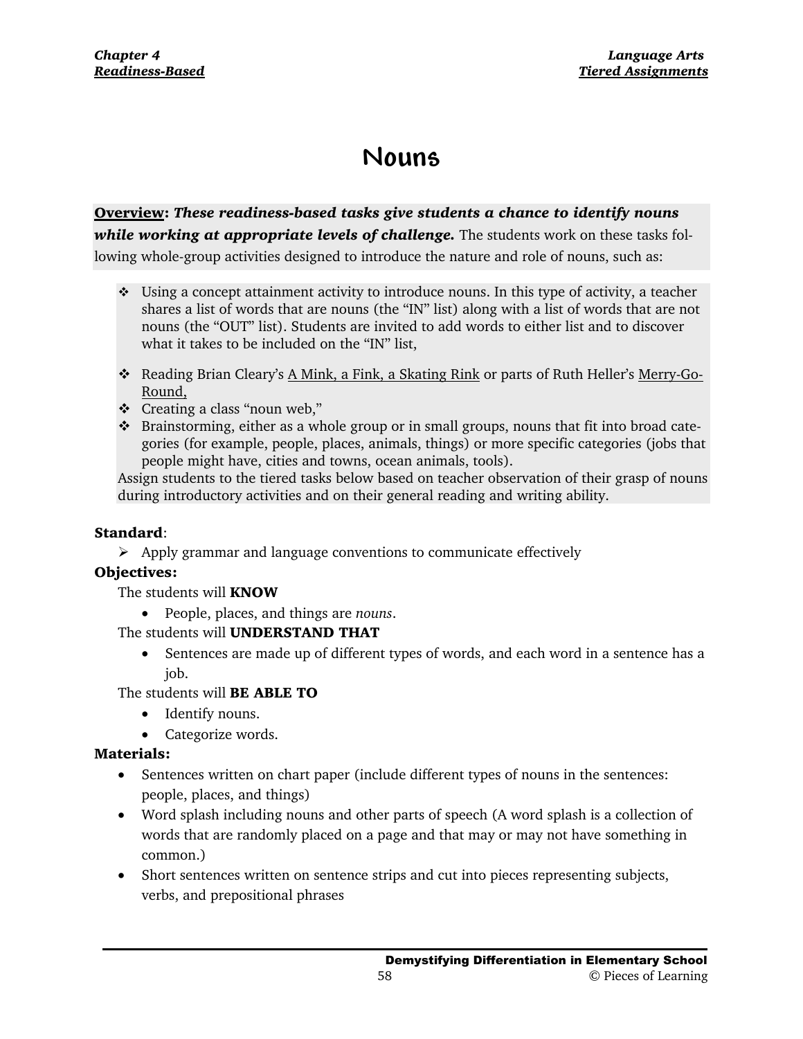# Nouns

**Overview**: ***These readiness-based tasks give students a chance to identify nouns while working at appropriate levels of challenge.*** The students work on these tasks following whole-group activities designed to introduce the nature and role of nouns, such as:

- Using a concept attainment activity to introduce nouns. In this type of activity, a teacher shares a list of words that are nouns (the "IN" list) along with a list of words that are not nouns (the "OUT" list). Students are invited to add words to either list and to discover what it takes to be included on the "IN" list,
- Reading Brian Cleary's A Mink, a Fink, a Skating Rink or parts of Ruth Heller's Merry-Go-Round,
- Creating a class "noun web,"
- Brainstorming, either as a whole group or in small groups, nouns that fit into broad categories (for example, people, places, animals, things) or more specific categories (jobs that people might have, cities and towns, ocean animals, tools).

Assign students to the tiered tasks below based on teacher observation of their grasp of nouns during introductory activities and on their general reading and writing ability.

**Standard**:

- Apply grammar and language conventions to communicate effectively

**Objectives:**

The students will **KNOW**

- People, places, and things are *nouns*.

The students will **UNDERSTAND THAT**

- Sentences are made up of different types of words, and each word in a sentence has a job.

The students will **BE ABLE TO**

- Identify nouns.
- Categorize words.

**Materials:**

- Sentences written on chart paper (include different types of nouns in the sentences: people, places, and things)
- Word splash including nouns and other parts of speech (A word splash is a collection of words that are randomly placed on a page and that may or may not have something in common.)
- Short sentences written on sentence strips and cut into pieces representing subjects, verbs, and prepositional phrases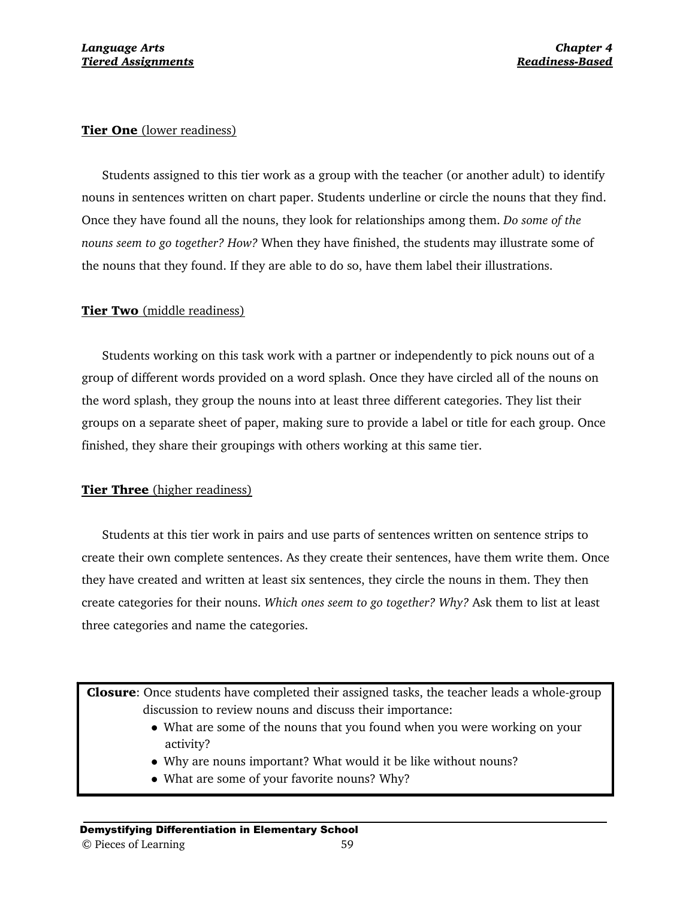**Tier One** (lower readiness)

Students assigned to this tier work as a group with the teacher (or another adult) to identify nouns in sentences written on chart paper. Students underline or circle the nouns that they find. Once they have found all the nouns, they look for relationships among them. *Do some of the nouns seem to go together? How?* When they have finished, the students may illustrate some of the nouns that they found. If they are able to do so, have them label their illustrations.

**Tier Two** (middle readiness)

Students working on this task work with a partner or independently to pick nouns out of a group of different words provided on a word splash. Once they have circled all of the nouns on the word splash, they group the nouns into at least three different categories. They list their groups on a separate sheet of paper, making sure to provide a label or title for each group. Once finished, they share their groupings with others working at this same tier.

**Tier Three** (higher readiness)

Students at this tier work in pairs and use parts of sentences written on sentence strips to create their own complete sentences. As they create their sentences, have them write them. Once they have created and written at least six sentences, they circle the nouns in them. They then create categories for their nouns. *Which ones seem to go together? Why?* Ask them to list at least three categories and name the categories.

**Closure**: Once students have completed their assigned tasks, the teacher leads a whole-group discussion to review nouns and discuss their importance:

- What are some of the nouns that you found when you were working on your activity?
- Why are nouns important? What would it be like without nouns?
- What are some of your favorite nouns? Why?